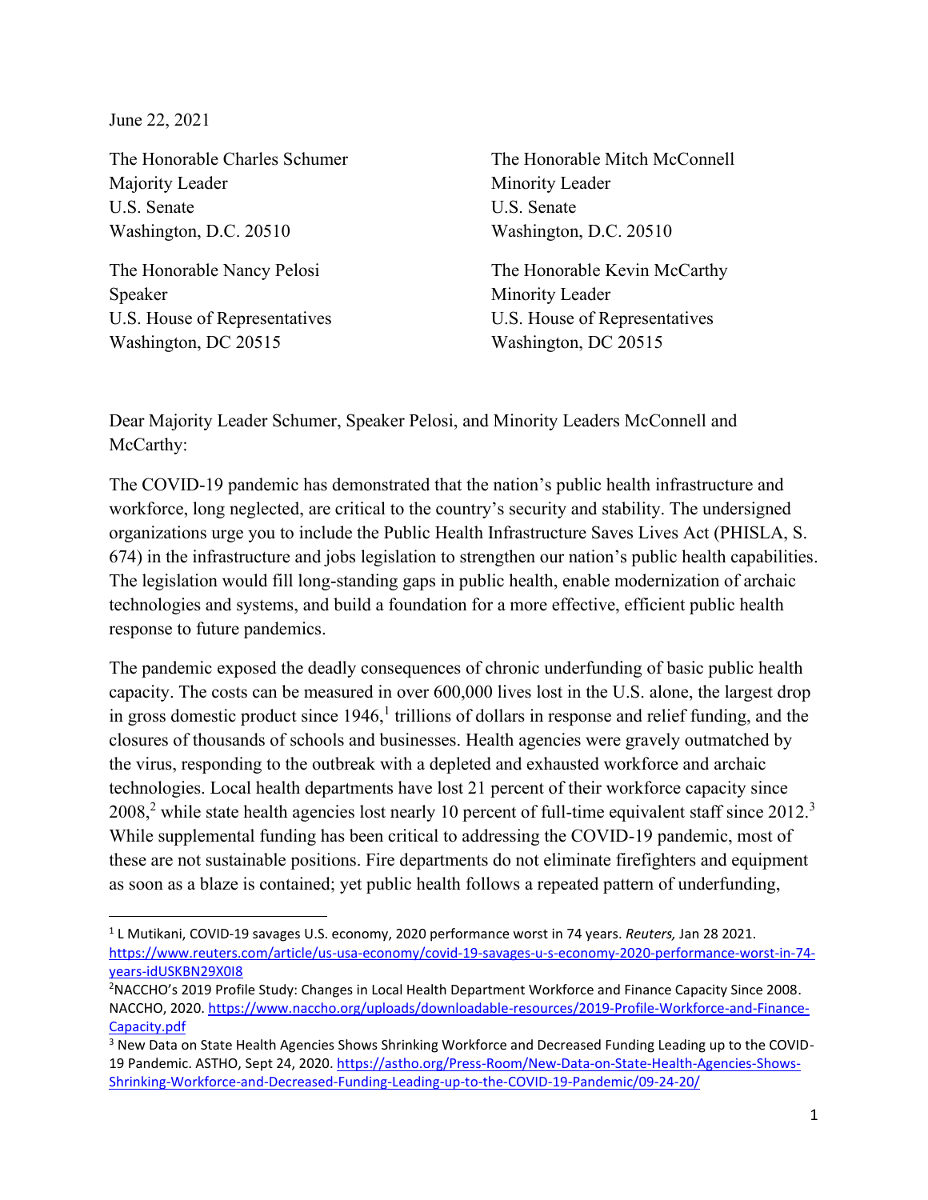June 22, 2021

The Honorable Charles Schumer
Majority Leader
U.S. Senate
Washington, D.C. 20510

The Honorable Mitch McConnell
Minority Leader
U.S. Senate
Washington, D.C. 20510

The Honorable Nancy Pelosi
Speaker
U.S. House of Representatives
Washington, DC 20515

The Honorable Kevin McCarthy
Minority Leader
U.S. House of Representatives
Washington, DC 20515

Dear Majority Leader Schumer, Speaker Pelosi, and Minority Leaders McConnell and McCarthy:

The COVID-19 pandemic has demonstrated that the nation's public health infrastructure and workforce, long neglected, are critical to the country's security and stability. The undersigned organizations urge you to include the Public Health Infrastructure Saves Lives Act (PHISLA, S. 674) in the infrastructure and jobs legislation to strengthen our nation's public health capabilities. The legislation would fill long-standing gaps in public health, enable modernization of archaic technologies and systems, and build a foundation for a more effective, efficient public health response to future pandemics.

The pandemic exposed the deadly consequences of chronic underfunding of basic public health capacity. The costs can be measured in over 600,000 lives lost in the U.S. alone, the largest drop in gross domestic product since 1946,[1] trillions of dollars in response and relief funding, and the closures of thousands of schools and businesses. Health agencies were gravely outmatched by the virus, responding to the outbreak with a depleted and exhausted workforce and archaic technologies. Local health departments have lost 21 percent of their workforce capacity since 2008,[2] while state health agencies lost nearly 10 percent of full-time equivalent staff since 2012.[3] While supplemental funding has been critical to addressing the COVID-19 pandemic, most of these are not sustainable positions. Fire departments do not eliminate firefighters and equipment as soon as a blaze is contained; yet public health follows a repeated pattern of underfunding,

---

[1] L Mutikani, COVID-19 savages U.S. economy, 2020 performance worst in 74 years. *Reuters,* Jan 28 2021. https://www.reuters.com/article/us-usa-economy/covid-19-savages-u-s-economy-2020-performance-worst-in-74-years-idUSKBN29X0I8

[2] NACCHO's 2019 Profile Study: Changes in Local Health Department Workforce and Finance Capacity Since 2008. NACCHO, 2020. https://www.naccho.org/uploads/downloadable-resources/2019-Profile-Workforce-and-Finance-Capacity.pdf

[3] New Data on State Health Agencies Shows Shrinking Workforce and Decreased Funding Leading up to the COVID-19 Pandemic. ASTHO, Sept 24, 2020. https://astho.org/Press-Room/New-Data-on-State-Health-Agencies-Shows-Shrinking-Workforce-and-Decreased-Funding-Leading-up-to-the-COVID-19-Pandemic/09-24-20/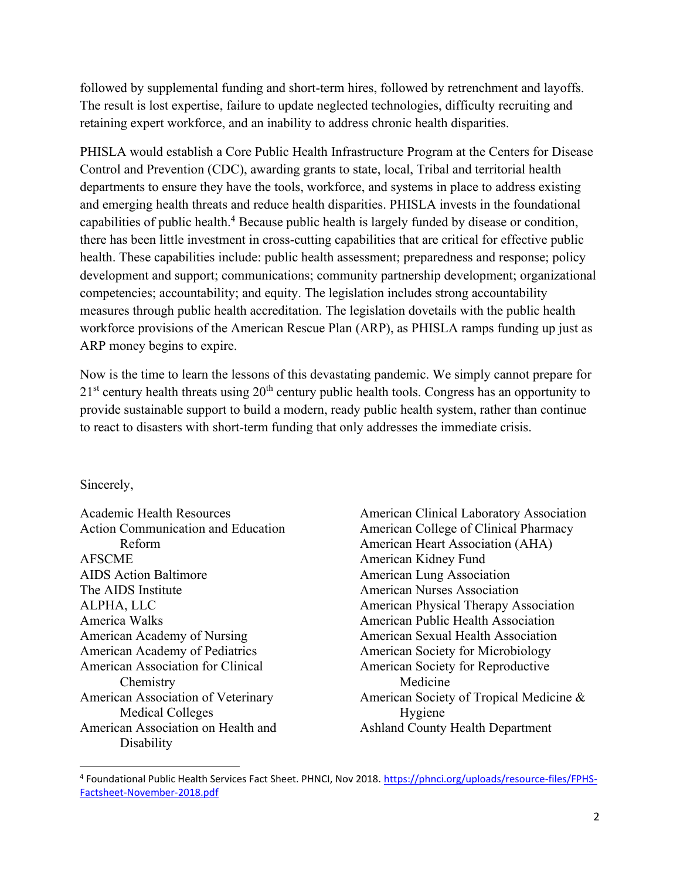followed by supplemental funding and short-term hires, followed by retrenchment and layoffs. The result is lost expertise, failure to update neglected technologies, difficulty recruiting and retaining expert workforce, and an inability to address chronic health disparities.

PHISLA would establish a Core Public Health Infrastructure Program at the Centers for Disease Control and Prevention (CDC), awarding grants to state, local, Tribal and territorial health departments to ensure they have the tools, workforce, and systems in place to address existing and emerging health threats and reduce health disparities. PHISLA invests in the foundational capabilities of public health.[4] Because public health is largely funded by disease or condition, there has been little investment in cross-cutting capabilities that are critical for effective public health. These capabilities include: public health assessment; preparedness and response; policy development and support; communications; community partnership development; organizational competencies; accountability; and equity. The legislation includes strong accountability measures through public health accreditation. The legislation dovetails with the public health workforce provisions of the American Rescue Plan (ARP), as PHISLA ramps funding up just as ARP money begins to expire.

Now is the time to learn the lessons of this devastating pandemic. We simply cannot prepare for 21st century health threats using 20th century public health tools. Congress has an opportunity to provide sustainable support to build a modern, ready public health system, rather than continue to react to disasters with short-term funding that only addresses the immediate crisis.

Sincerely,

Academic Health Resources
Action Communication and Education Reform
AFSCME
AIDS Action Baltimore
The AIDS Institute
ALPHA, LLC
America Walks
American Academy of Nursing
American Academy of Pediatrics
American Association for Clinical Chemistry
American Association of Veterinary Medical Colleges
American Association on Health and Disability
American Clinical Laboratory Association
American College of Clinical Pharmacy
American Heart Association (AHA)
American Kidney Fund
American Lung Association
American Nurses Association
American Physical Therapy Association
American Public Health Association
American Sexual Health Association
American Society for Microbiology
American Society for Reproductive Medicine
American Society of Tropical Medicine & Hygiene
Ashland County Health Department

[4] Foundational Public Health Services Fact Sheet. PHNCI, Nov 2018. https://phnci.org/uploads/resource-files/FPHS-Factsheet-November-2018.pdf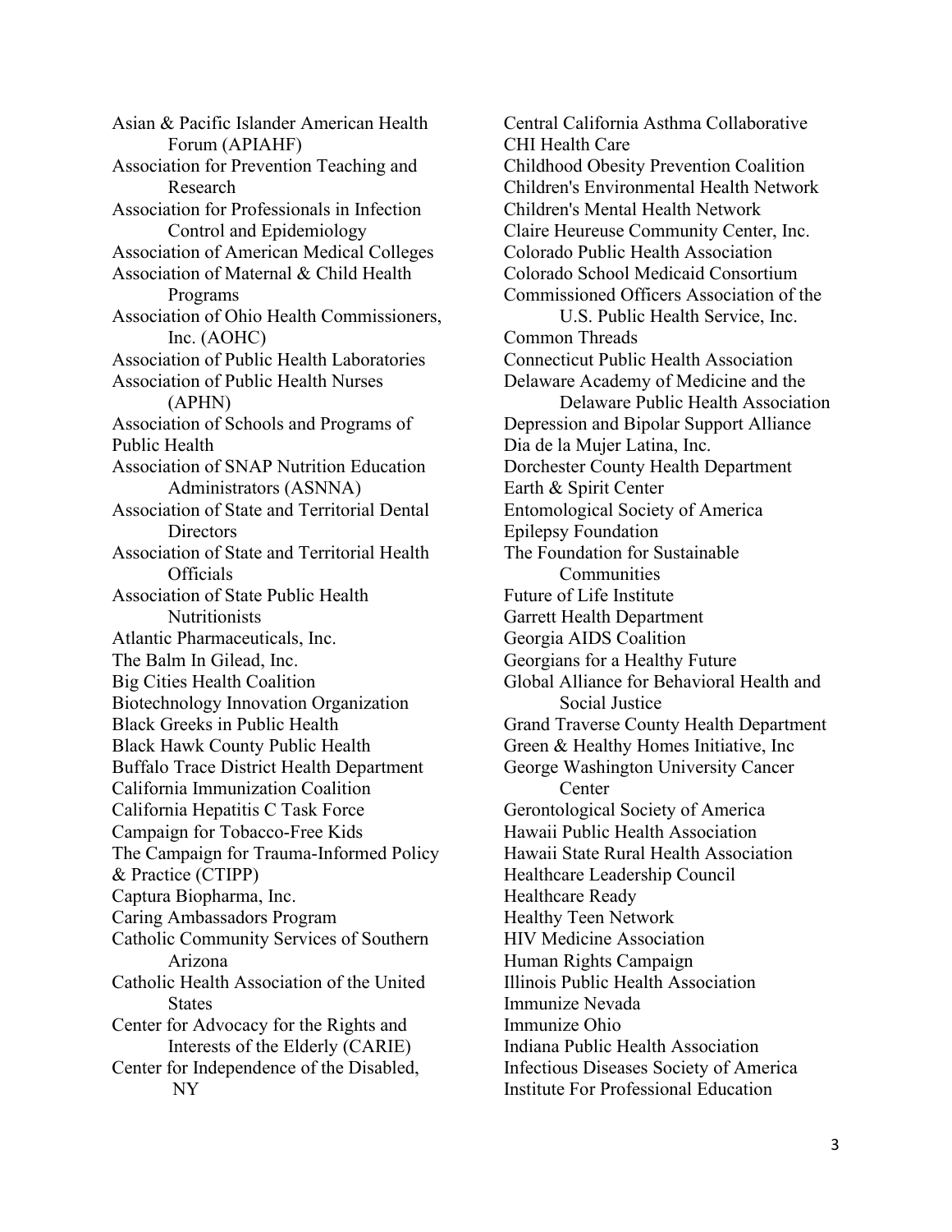Asian & Pacific Islander American Health Forum (APIAHF)
Association for Prevention Teaching and Research
Association for Professionals in Infection Control and Epidemiology
Association of American Medical Colleges
Association of Maternal & Child Health Programs
Association of Ohio Health Commissioners, Inc. (AOHC)
Association of Public Health Laboratories
Association of Public Health Nurses (APHN)
Association of Schools and Programs of Public Health
Association of SNAP Nutrition Education Administrators (ASNNA)
Association of State and Territorial Dental Directors
Association of State and Territorial Health Officials
Association of State Public Health Nutritionists
Atlantic Pharmaceuticals, Inc.
The Balm In Gilead, Inc.
Big Cities Health Coalition
Biotechnology Innovation Organization
Black Greeks in Public Health
Black Hawk County Public Health
Buffalo Trace District Health Department
California Immunization Coalition
California Hepatitis C Task Force
Campaign for Tobacco-Free Kids
The Campaign for Trauma-Informed Policy & Practice (CTIPP)
Captura Biopharma, Inc.
Caring Ambassadors Program
Catholic Community Services of Southern Arizona
Catholic Health Association of the United States
Center for Advocacy for the Rights and Interests of the Elderly (CARIE)
Center for Independence of the Disabled, NY
Central California Asthma Collaborative
CHI Health Care
Childhood Obesity Prevention Coalition
Children's Environmental Health Network
Children's Mental Health Network
Claire Heureuse Community Center, Inc.
Colorado Public Health Association
Colorado School Medicaid Consortium
Commissioned Officers Association of the U.S. Public Health Service, Inc.
Common Threads
Connecticut Public Health Association
Delaware Academy of Medicine and the Delaware Public Health Association
Depression and Bipolar Support Alliance
Dia de la Mujer Latina, Inc.
Dorchester County Health Department
Earth & Spirit Center
Entomological Society of America
Epilepsy Foundation
The Foundation for Sustainable Communities
Future of Life Institute
Garrett Health Department
Georgia AIDS Coalition
Georgians for a Healthy Future
Global Alliance for Behavioral Health and Social Justice
Grand Traverse County Health Department
Green & Healthy Homes Initiative, Inc
George Washington University Cancer Center
Gerontological Society of America
Hawaii Public Health Association
Hawaii State Rural Health Association
Healthcare Leadership Council
Healthcare Ready
Healthy Teen Network
HIV Medicine Association
Human Rights Campaign
Illinois Public Health Association
Immunize Nevada
Immunize Ohio
Indiana Public Health Association
Infectious Diseases Society of America
Institute For Professional Education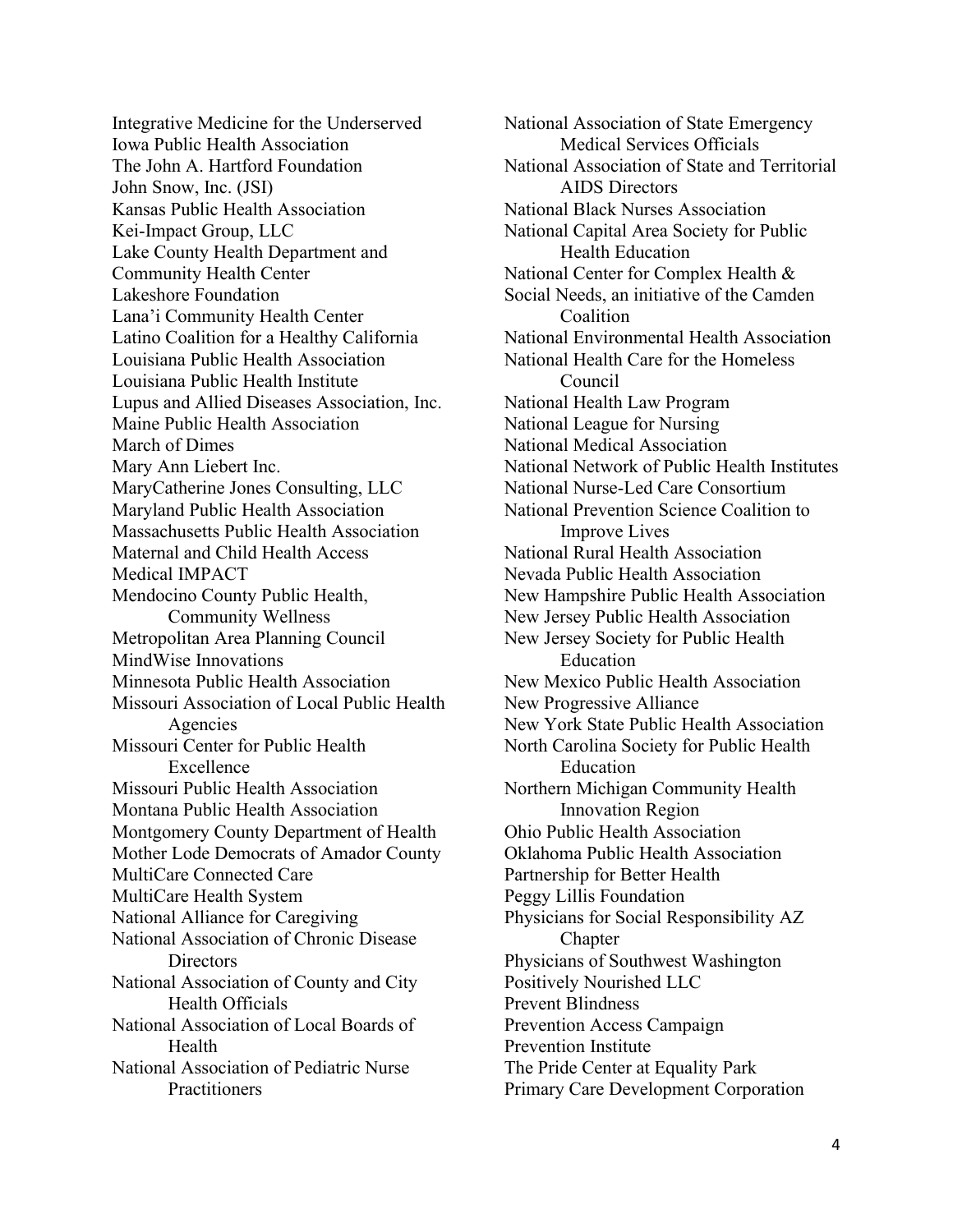Integrative Medicine for the Underserved
Iowa Public Health Association
The John A. Hartford Foundation
John Snow, Inc. (JSI)
Kansas Public Health Association
Kei-Impact Group, LLC
Lake County Health Department and Community Health Center
Lakeshore Foundation
Lana'i Community Health Center
Latino Coalition for a Healthy California
Louisiana Public Health Association
Louisiana Public Health Institute
Lupus and Allied Diseases Association, Inc.
Maine Public Health Association
March of Dimes
Mary Ann Liebert Inc.
MaryCatherine Jones Consulting, LLC
Maryland Public Health Association
Massachusetts Public Health Association
Maternal and Child Health Access
Medical IMPACT
Mendocino County Public Health, Community Wellness
Metropolitan Area Planning Council
MindWise Innovations
Minnesota Public Health Association
Missouri Association of Local Public Health Agencies
Missouri Center for Public Health Excellence
Missouri Public Health Association
Montana Public Health Association
Montgomery County Department of Health
Mother Lode Democrats of Amador County
MultiCare Connected Care
MultiCare Health System
National Alliance for Caregiving
National Association of Chronic Disease Directors
National Association of County and City Health Officials
National Association of Local Boards of Health
National Association of Pediatric Nurse Practitioners
National Association of State Emergency Medical Services Officials
National Association of State and Territorial AIDS Directors
National Black Nurses Association
National Capital Area Society for Public Health Education
National Center for Complex Health & Social Needs, an initiative of the Camden Coalition
National Environmental Health Association
National Health Care for the Homeless Council
National Health Law Program
National League for Nursing
National Medical Association
National Network of Public Health Institutes
National Nurse-Led Care Consortium
National Prevention Science Coalition to Improve Lives
National Rural Health Association
Nevada Public Health Association
New Hampshire Public Health Association
New Jersey Public Health Association
New Jersey Society for Public Health Education
New Mexico Public Health Association
New Progressive Alliance
New York State Public Health Association
North Carolina Society for Public Health Education
Northern Michigan Community Health Innovation Region
Ohio Public Health Association
Oklahoma Public Health Association
Partnership for Better Health
Peggy Lillis Foundation
Physicians for Social Responsibility AZ Chapter
Physicians of Southwest Washington
Positively Nourished LLC
Prevent Blindness
Prevention Access Campaign
Prevention Institute
The Pride Center at Equality Park
Primary Care Development Corporation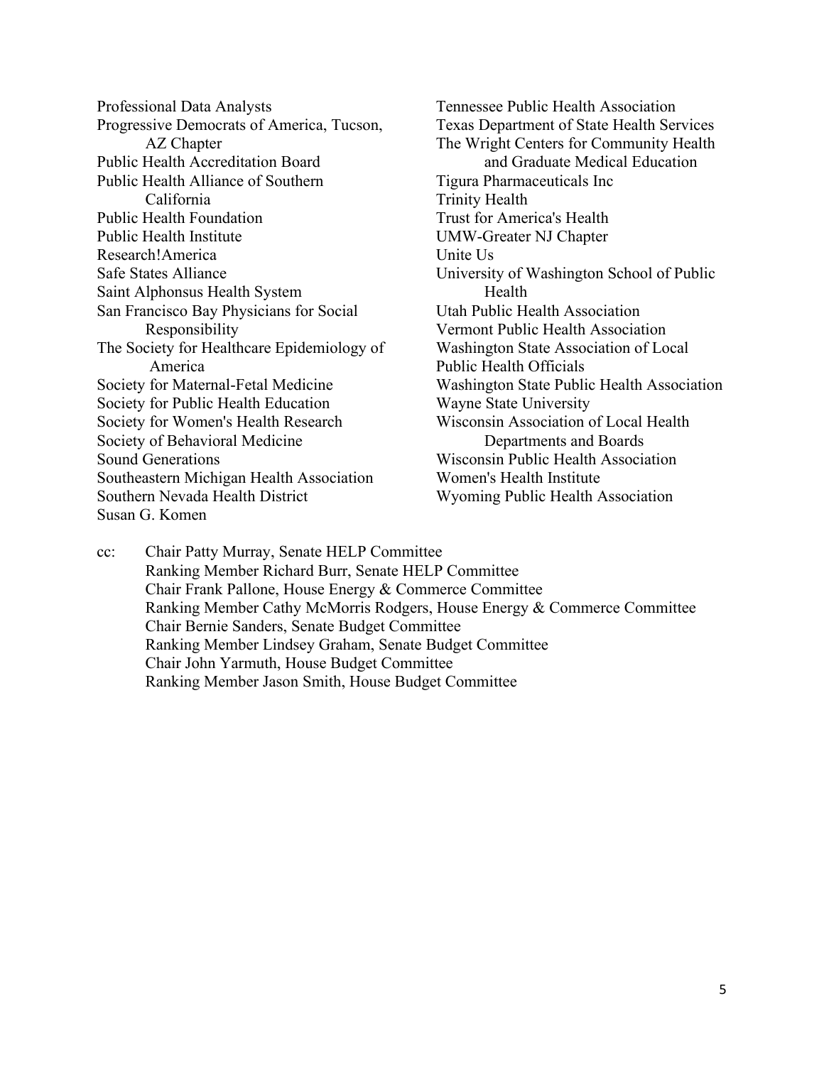Professional Data Analysts
Progressive Democrats of America, Tucson, AZ Chapter
Public Health Accreditation Board
Public Health Alliance of Southern California
Public Health Foundation
Public Health Institute
Research!America
Safe States Alliance
Saint Alphonsus Health System
San Francisco Bay Physicians for Social Responsibility
The Society for Healthcare Epidemiology of America
Society for Maternal-Fetal Medicine
Society for Public Health Education
Society for Women's Health Research
Society of Behavioral Medicine
Sound Generations
Southeastern Michigan Health Association
Southern Nevada Health District
Susan G. Komen
Tennessee Public Health Association
Texas Department of State Health Services
The Wright Centers for Community Health and Graduate Medical Education
Tigura Pharmaceuticals Inc
Trinity Health
Trust for America's Health
UMW-Greater NJ Chapter
Unite Us
University of Washington School of Public Health
Utah Public Health Association
Vermont Public Health Association
Washington State Association of Local Public Health Officials
Washington State Public Health Association
Wayne State University
Wisconsin Association of Local Health Departments and Boards
Wisconsin Public Health Association
Women's Health Institute
Wyoming Public Health Association

cc: Chair Patty Murray, Senate HELP Committee
Ranking Member Richard Burr, Senate HELP Committee
Chair Frank Pallone, House Energy & Commerce Committee
Ranking Member Cathy McMorris Rodgers, House Energy & Commerce Committee
Chair Bernie Sanders, Senate Budget Committee
Ranking Member Lindsey Graham, Senate Budget Committee
Chair John Yarmuth, House Budget Committee
Ranking Member Jason Smith, House Budget Committee